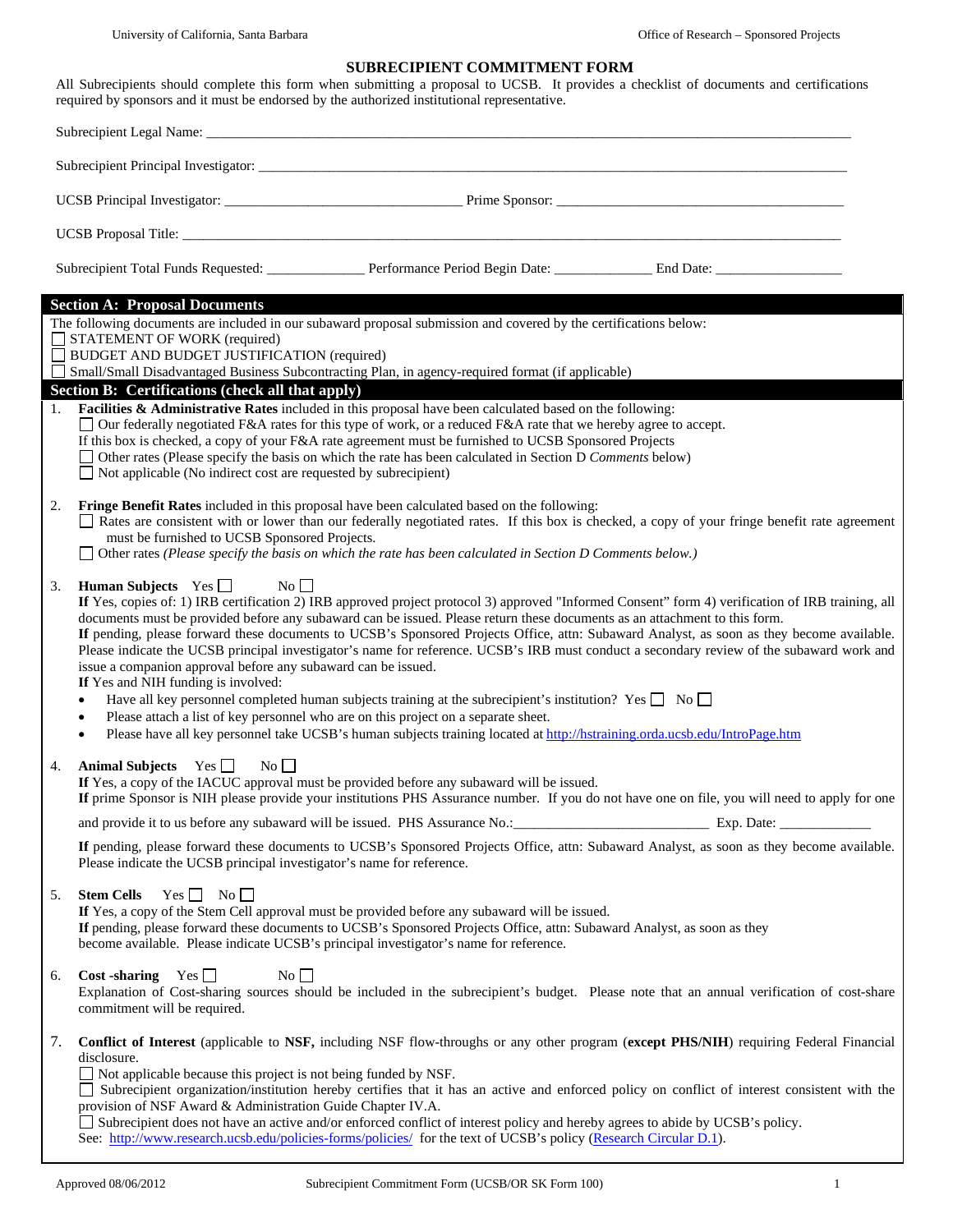# SUBRECIPIENT COMMITMENT FORM

All Subrecipients should complete this form when submitting a proposal to UCSB. It provides a checklist of documents and certifications required by sponsors and it must be endorsed by the authorized institutional representative.

Subrecipient Legal Name: ___________________________________________

Subrecipient Principal Investigator: ___________________________________________

UCSB Principal Investigator: ____________________ Prime Sponsor: ____________________

UCSB Proposal Title: ___________________________________________

Subrecipient Total Funds Requested: __________ Performance Period Begin Date: __________ End Date: __________

## Section A: Proposal Documents

The following documents are included in our subaward proposal submission and covered by the certifications below:

- ☐ STATEMENT OF WORK (required)
- ☐ BUDGET AND BUDGET JUSTIFICATION (required)
- ☐ Small/Small Disadvantaged Business Subcontracting Plan, in agency-required format (if applicable)

## Section B: Certifications (check all that apply)

1. **Facilities & Administrative Rates** included in this proposal have been calculated based on the following:
   - ☐ Our federally negotiated F&A rates for this type of work, or a reduced F&A rate that we hereby agree to accept. If this box is checked, a copy of your F&A rate agreement must be furnished to UCSB Sponsored Projects
   - ☐ Other rates (Please specify the basis on which the rate has been calculated in Section D *Comments* below)
   - ☐ Not applicable (No indirect cost are requested by subrecipient)

2. **Fringe Benefit Rates** included in this proposal have been calculated based on the following:
   - ☐ Rates are consistent with or lower than our federally negotiated rates. If this box is checked, a copy of your fringe benefit rate agreement must be furnished to UCSB Sponsored Projects.
   - ☐ Other rates *(Please specify the basis on which the rate has been calculated in Section D Comments below.)*

3. **Human Subjects** Yes ☐ No ☐

   **If** Yes, copies of: 1) IRB certification 2) IRB approved project protocol 3) approved "Informed Consent" form 4) verification of IRB training, all documents must be provided before any subaward can be issued. Please return these documents as an attachment to this form.

   **If** pending, please forward these documents to UCSB's Sponsored Projects Office, attn: Subaward Analyst, as soon as they become available. Please indicate the UCSB principal investigator's name for reference. UCSB's IRB must conduct a secondary review of the subaward work and issue a companion approval before any subaward can be issued.

   **If** Yes and NIH funding is involved:
   - Have all key personnel completed human subjects training at the subrecipient's institution? Yes ☐ No ☐
   - Please attach a list of key personnel who are on this project on a separate sheet.
   - Please have all key personnel take UCSB's human subjects training located at http://hstraining.orda.ucsb.edu/IntroPage.htm

4. **Animal Subjects** Yes ☐ No ☐

   **If** Yes, a copy of the IACUC approval must be provided before any subaward will be issued.

   **If** prime Sponsor is NIH please provide your institutions PHS Assurance number. If you do not have one on file, you will need to apply for one and provide it to us before any subaward will be issued. PHS Assurance No.:____________________ Exp. Date: __________

   **If** pending, please forward these documents to UCSB's Sponsored Projects Office, attn: Subaward Analyst, as soon as they become available. Please indicate the UCSB principal investigator's name for reference.

5. **Stem Cells** Yes ☐ No ☐

   **If** Yes, a copy of the Stem Cell approval must be provided before any subaward will be issued.

   **If** pending, please forward these documents to UCSB's Sponsored Projects Office, attn: Subaward Analyst, as soon as they become available. Please indicate UCSB's principal investigator's name for reference.

6. **Cost -sharing** Yes ☐ No ☐

   Explanation of Cost-sharing sources should be included in the subrecipient's budget. Please note that an annual verification of cost-share commitment will be required.

7. **Conflict of Interest** (applicable to **NSF,** including NSF flow-throughs or any other program (**except PHS/NIH**) requiring Federal Financial disclosure.
   - ☐ Not applicable because this project is not being funded by NSF.
   - ☐ Subrecipient organization/institution hereby certifies that it has an active and enforced policy on conflict of interest consistent with the provision of NSF Award & Administration Guide Chapter IV.A.
   - ☐ Subrecipient does not have an active and/or enforced conflict of interest policy and hereby agrees to abide by UCSB's policy.

   See: http://www.research.ucsb.edu/policies-forms/policies/ for the text of UCSB's policy (Research Circular D.1).

Approved 08/06/2012 Subrecipient Commitment Form (UCSB/OR SK Form 100)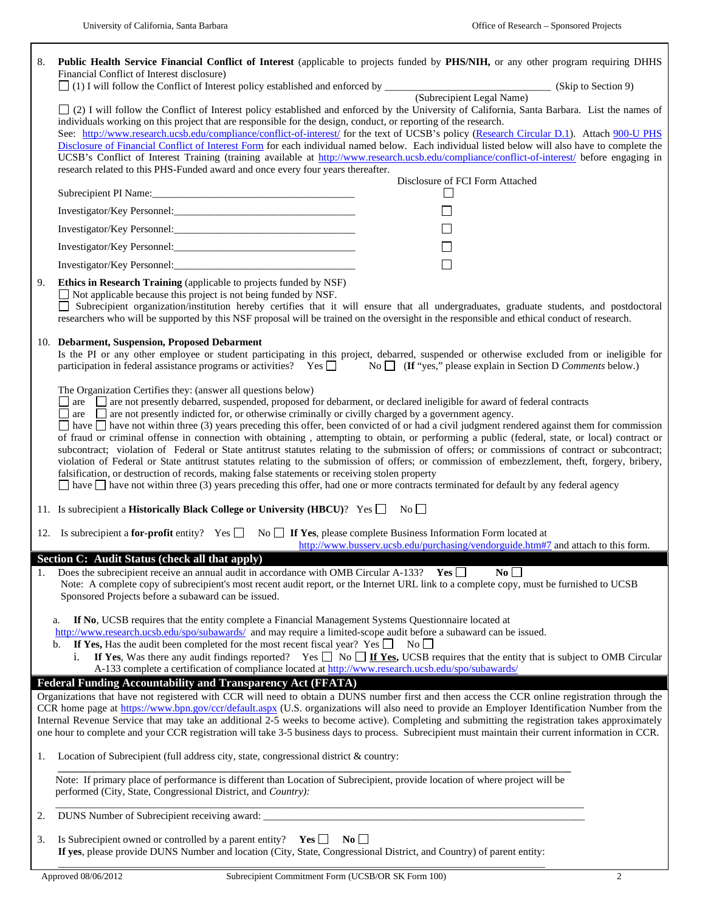8. **Public Health Service Financial Conflict of Interest** (applicable to projects funded by **PHS/NIH,** or any other program requiring DHHS Financial Conflict of Interest disclosure)

   ☐ (1) I will follow the Conflict of Interest policy established and enforced by _______________________________ (Skip to Section 9)
   (Subrecipient Legal Name)

   ☐ (2) I will follow the Conflict of Interest policy established and enforced by the University of California, Santa Barbara. List the names of individuals working on this project that are responsible for the design, conduct, or reporting of the research.
   See: http://www.research.ucsb.edu/compliance/conflict-of-interest/ for the text of UCSB's policy (Research Circular D.1). Attach 900-U PHS Disclosure of Financial Conflict of Interest Form for each individual named below. Each individual listed below will also have to complete the UCSB's Conflict of Interest Training (training available at http://www.research.ucsb.edu/compliance/conflict-of-interest/ before engaging in research related to this PHS-Funded award and once every four years thereafter.

| | Disclosure of FCI Form Attached |
|---|---|
| Subrecipient PI Name:_______________________________ | ☐ |
| Investigator/Key Personnel:___________________________ | ☐ |
| Investigator/Key Personnel:___________________________ | ☐ |
| Investigator/Key Personnel:___________________________ | ☐ |
| Investigator/Key Personnel:___________________________ | ☐ |

9. **Ethics in Research Training** (applicable to projects funded by NSF)
   ☐ Not applicable because this project is not being funded by NSF.
   ☐ Subrecipient organization/institution hereby certifies that it will ensure that all undergraduates, graduate students, and postdoctoral researchers who will be supported by this NSF proposal will be trained on the oversight in the responsible and ethical conduct of research.

10. **Debarment, Suspension, Proposed Debarment**
    Is the PI or any other employee or student participating in this project, debarred, suspended or otherwise excluded from or ineligible for participation in federal assistance programs or activities? Yes ☐ No ☐ (**If** "yes," please explain in Section D *Comments* below.)

    The Organization Certifies they: (answer all questions below)
    ☐ are ☐ are not presently debarred, suspended, proposed for debarment, or declared ineligible for award of federal contracts
    ☐ are ☐ are not presently indicted for, or otherwise criminally or civilly charged by a government agency.
    ☐ have ☐ have not within three (3) years preceding this offer, been convicted of or had a civil judgment rendered against them for commission of fraud or criminal offense in connection with obtaining , attempting to obtain, or performing a public (federal, state, or local) contract or subcontract; violation of Federal or State antitrust statutes relating to the submission of offers; or commissions of contract or subcontract; violation of Federal or State antitrust statutes relating to the submission of offers; or commission of embezzlement, theft, forgery, bribery, falsification, or destruction of records, making false statements or receiving stolen property
    ☐ have ☐ have not within three (3) years preceding this offer, had one or more contracts terminated for default by any federal agency

11. Is subrecipient a **Historically Black College or University (HBCU)**? Yes ☐ No ☐

12. Is subrecipient a **for-profit** entity? Yes ☐ No ☐ **If Yes**, please complete Business Information Form located at http://www.busserv.ucsb.edu/purchasing/vendorguide.htm#7 and attach to this form.

## Section C: Audit Status (check all that apply)

1. Does the subrecipient receive an annual audit in accordance with OMB Circular A-133? **Yes** ☐ **No** ☐
   Note: A complete copy of subrecipient's most recent audit report, or the Internet URL link to a complete copy, must be furnished to UCSB Sponsored Projects before a subaward can be issued.

   a. **If No**, UCSB requires that the entity complete a Financial Management Systems Questionnaire located at http://www.research.ucsb.edu/spo/subawards/ and may require a limited-scope audit before a subaward can be issued.
   b. **If Yes,** Has the audit been completed for the most recent fiscal year? Yes ☐ No ☐
      i. **If Yes**, Was there any audit findings reported? Yes ☐ No ☐ **If Yes,** UCSB requires that the entity that is subject to OMB Circular A-133 complete a certification of compliance located at http://www.research.ucsb.edu/spo/subawards/

## Federal Funding Accountability and Transparency Act (FFATA)

Organizations that have not registered with CCR will need to obtain a DUNS number first and then access the CCR online registration through the CCR home page at https://www.bpn.gov/ccr/default.aspx (U.S. organizations will also need to provide an Employer Identification Number from the Internal Revenue Service that may take an additional 2-5 weeks to become active). Completing and submitting the registration takes approximately one hour to complete and your CCR registration will take 3-5 business days to process. Subrecipient must maintain their current information in CCR.

1. Location of Subrecipient (full address city, state, congressional district & country:
   ______________________________________________________________________________
   Note: If primary place of performance is different than Location of Subrecipient, provide location of where project will be performed (City, State, Congressional District, and *Country):*
   ______________________________________________________________________________

2. DUNS Number of Subrecipient receiving award: ______________________________________________

3. Is Subrecipient owned or controlled by a parent entity? **Yes** ☐ **No** ☐
   **If yes**, please provide DUNS Number and location (City, State, Congressional District, and Country) of parent entity:
   ______________________________________________________________________________

Approved 08/06/2012 Subrecipient Commitment Form (UCSB/OR SK Form 100)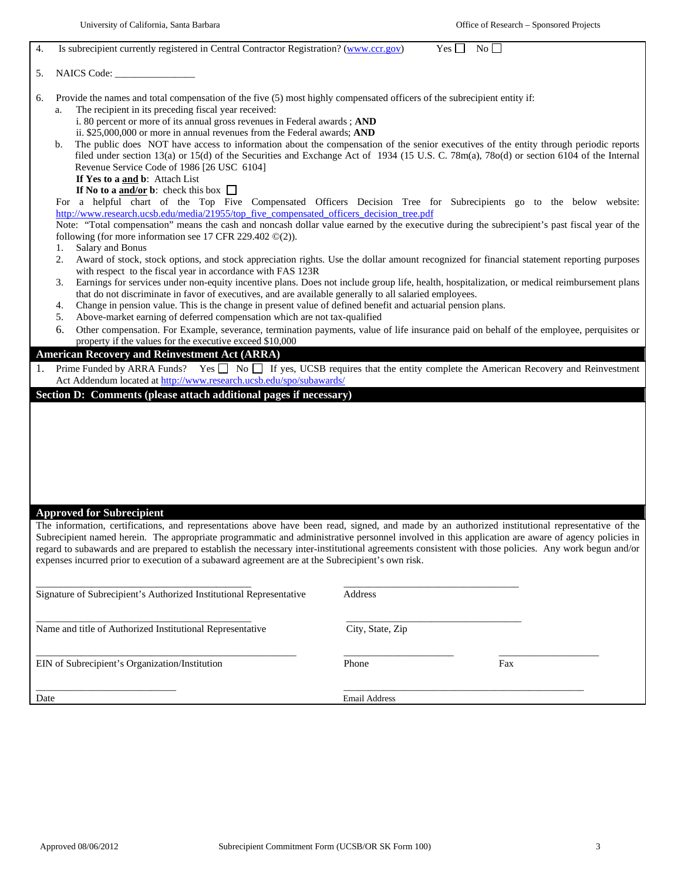4. Is subrecipient currently registered in Central Contractor Registration? (www.ccr.gov) Yes ☐ No ☐

5. NAICS Code: ________________

6. Provide the names and total compensation of the five (5) most highly compensated officers of the subrecipient entity if:
   a. The recipient in its preceding fiscal year received:
      i. 80 percent or more of its annual gross revenues in Federal awards ; **AND**
      ii. $25,000,000 or more in annual revenues from the Federal awards; **AND**
   b. The public does NOT have access to information about the compensation of the senior executives of the entity through periodic reports filed under section 13(a) or 15(d) of the Securities and Exchange Act of 1934 (15 U.S. C. 78m(a), 78o(d) or section 6104 of the Internal Revenue Service Code of 1986 [26 USC 6104]

      **If Yes to a and b**: Attach List
      **If No to a and/or b**: check this box ☐

   For a helpful chart of the Top Five Compensated Officers Decision Tree for Subrecipients go to the below website: http://www.research.ucsb.edu/media/21955/top_five_compensated_officers_decision_tree.pdf

   Note: "Total compensation" means the cash and noncash dollar value earned by the executive during the subrecipient's past fiscal year of the following (for more information see 17 CFR 229.402 ©(2)).
   1. Salary and Bonus
   2. Award of stock, stock options, and stock appreciation rights. Use the dollar amount recognized for financial statement reporting purposes with respect to the fiscal year in accordance with FAS 123R
   3. Earnings for services under non-equity incentive plans. Does not include group life, health, hospitalization, or medical reimbursement plans that do not discriminate in favor of executives, and are available generally to all salaried employees.
   4. Change in pension value. This is the change in present value of defined benefit and actuarial pension plans.
   5. Above-market earning of deferred compensation which are not tax-qualified
   6. Other compensation. For Example, severance, termination payments, value of life insurance paid on behalf of the employee, perquisites or property if the values for the executive exceed $10,000

## American Recovery and Reinvestment Act (ARRA)

1. Prime Funded by ARRA Funds? Yes ☐ No ☐ If yes, UCSB requires that the entity complete the American Recovery and Reinvestment Act Addendum located at http://www.research.ucsb.edu/spo/subawards/

## Section D: Comments (please attach additional pages if necessary)

## Approved for Subrecipient

The information, certifications, and representations above have been read, signed, and made by an authorized institutional representative of the Subrecipient named herein. The appropriate programmatic and administrative personnel involved in this application are aware of agency policies in regard to subawards and are prepared to establish the necessary inter-institutional agreements consistent with those policies. Any work begun and/or expenses incurred prior to execution of a subaward agreement are at the Subrecipient's own risk.

_____________________________________________
Signature of Subrecipient's Authorized Institutional Representative

_____________________________________________
Address

_____________________________________________
Name and title of Authorized Institutional Representative

_____________________________________________
City, State, Zip

_____________________________________________
EIN of Subrecipient's Organization/Institution

______________________
Phone

______________________
Fax

____________________________
Date

_____________________________________________
Email Address